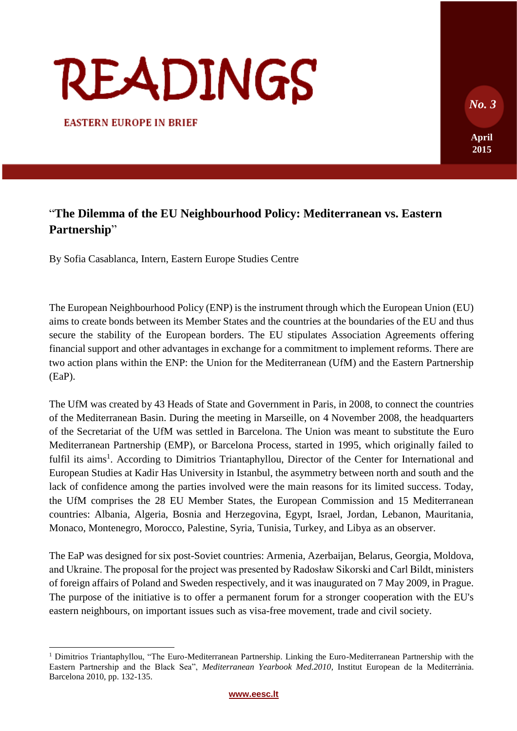# READINGS

EASTERN EUROPE IN BRIEF

No. 3

April 2015

## "The Dilemma of the EU Neighbourhood Policy: Mediterranean vs. Eastern Partnership"

By Sofia Casablanca, Intern, Eastern Europe Studies Centre

The European Neighbourhood Policy (ENP) is the instrument through which the European Union (EU) aims to create bonds between its Member States and the countries at the boundaries of the EU and thus secure the stability of the European borders. The EU stipulates Association Agreements offering financial support and other advantages in exchange for a commitment to implement reforms. There are two action plans within the ENP: the Union for the Mediterranean (UfM) and the Eastern Partnership (EaP).

The UfM was created by 43 Heads of State and Government in Paris, in 2008, to connect the countries of the Mediterranean Basin. During the meeting in Marseille, on 4 November 2008, the headquarters of the Secretariat of the UfM was settled in Barcelona. The Union was meant to substitute the Euro Mediterranean Partnership (EMP), or Barcelona Process, started in 1995, which originally failed to fulfil its aims[1]. According to Dimitrios Triantaphyllou, Director of the Center for International and European Studies at Kadir Has University in Istanbul, the asymmetry between north and south and the lack of confidence among the parties involved were the main reasons for its limited success. Today, the UfM comprises the 28 EU Member States, the European Commission and 15 Mediterranean countries: Albania, Algeria, Bosnia and Herzegovina, Egypt, Israel, Jordan, Lebanon, Mauritania, Monaco, Montenegro, Morocco, Palestine, Syria, Tunisia, Turkey, and Libya as an observer.

The EaP was designed for six post-Soviet countries: Armenia, Azerbaijan, Belarus, Georgia, Moldova, and Ukraine. The proposal for the project was presented by Radosław Sikorski and Carl Bildt, ministers of foreign affairs of Poland and Sweden respectively, and it was inaugurated on 7 May 2009, in Prague. The purpose of the initiative is to offer a permanent forum for a stronger cooperation with the EU's eastern neighbours, on important issues such as visa-free movement, trade and civil society.

[1] Dimitrios Triantaphyllou, "The Euro-Mediterranean Partnership. Linking the Euro-Mediterranean Partnership with the Eastern Partnership and the Black Sea", *Mediterranean Yearbook Med.2010*, Institut European de la Mediterrània. Barcelona 2010, pp. 132-135.

www.eesc.lt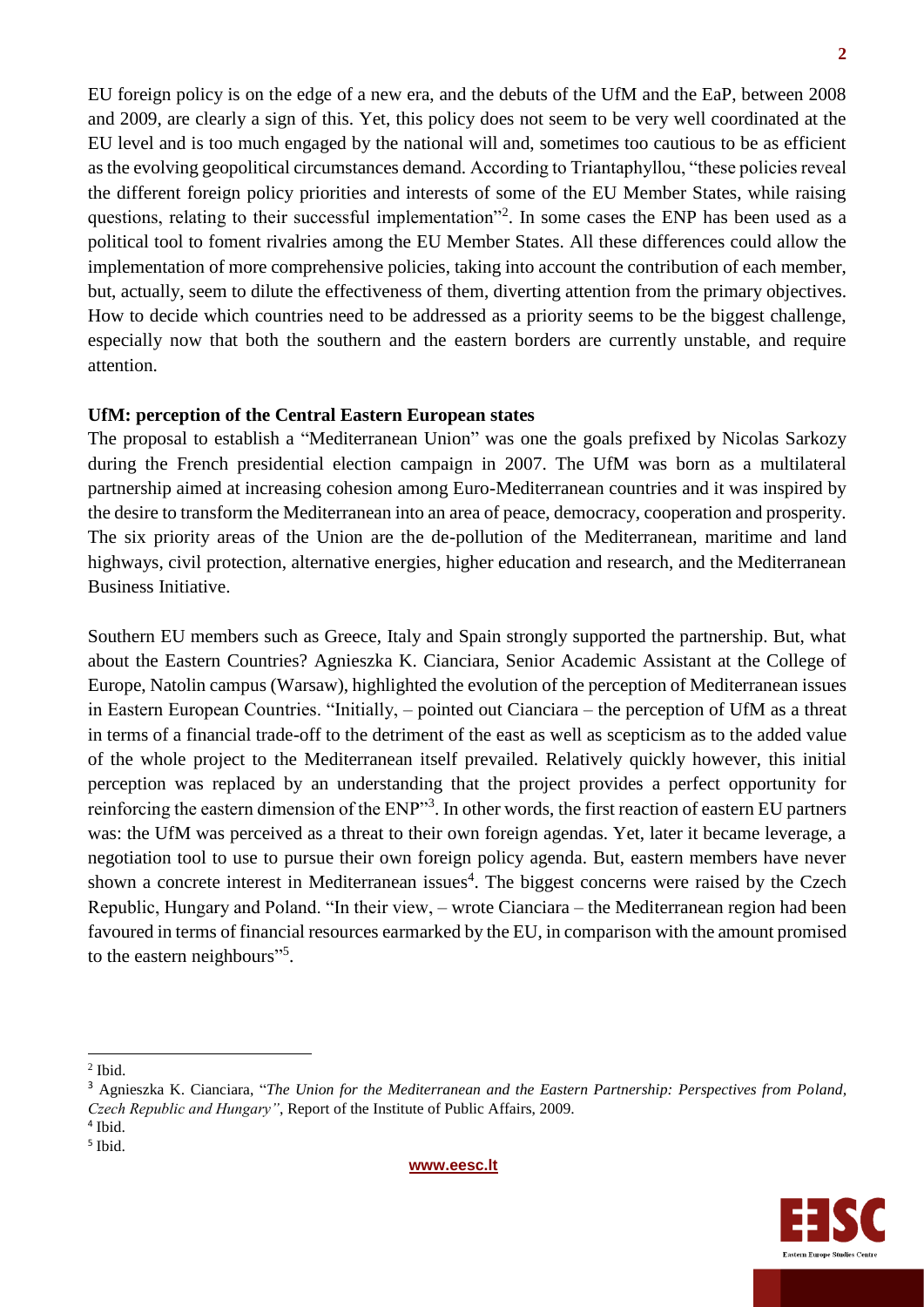EU foreign policy is on the edge of a new era, and the debuts of the UfM and the EaP, between 2008 and 2009, are clearly a sign of this. Yet, this policy does not seem to be very well coordinated at the EU level and is too much engaged by the national will and, sometimes too cautious to be as efficient as the evolving geopolitical circumstances demand. According to Triantaphyllou, "these policies reveal the different foreign policy priorities and interests of some of the EU Member States, while raising questions, relating to their successful implementation"[2]. In some cases the ENP has been used as a political tool to foment rivalries among the EU Member States. All these differences could allow the implementation of more comprehensive policies, taking into account the contribution of each member, but, actually, seem to dilute the effectiveness of them, diverting attention from the primary objectives. How to decide which countries need to be addressed as a priority seems to be the biggest challenge, especially now that both the southern and the eastern borders are currently unstable, and require attention.

**UfM: perception of the Central Eastern European states**

The proposal to establish a "Mediterranean Union" was one the goals prefixed by Nicolas Sarkozy during the French presidential election campaign in 2007. The UfM was born as a multilateral partnership aimed at increasing cohesion among Euro-Mediterranean countries and it was inspired by the desire to transform the Mediterranean into an area of peace, democracy, cooperation and prosperity. The six priority areas of the Union are the de-pollution of the Mediterranean, maritime and land highways, civil protection, alternative energies, higher education and research, and the Mediterranean Business Initiative.

Southern EU members such as Greece, Italy and Spain strongly supported the partnership. But, what about the Eastern Countries? Agnieszka K. Cianciara, Senior Academic Assistant at the College of Europe, Natolin campus (Warsaw), highlighted the evolution of the perception of Mediterranean issues in Eastern European Countries. "Initially, – pointed out Cianciara – the perception of UfM as a threat in terms of a financial trade-off to the detriment of the east as well as scepticism as to the added value of the whole project to the Mediterranean itself prevailed. Relatively quickly however, this initial perception was replaced by an understanding that the project provides a perfect opportunity for reinforcing the eastern dimension of the ENP"[3]. In other words, the first reaction of eastern EU partners was: the UfM was perceived as a threat to their own foreign agendas. Yet, later it became leverage, a negotiation tool to use to pursue their own foreign policy agenda. But, eastern members have never shown a concrete interest in Mediterranean issues[4]. The biggest concerns were raised by the Czech Republic, Hungary and Poland. "In their view, – wrote Cianciara – the Mediterranean region had been favoured in terms of financial resources earmarked by the EU, in comparison with the amount promised to the eastern neighbours"[5].

---

[2] Ibid.

[3] Agnieszka K. Cianciara, "*The Union for the Mediterranean and the Eastern Partnership: Perspectives from Poland, Czech Republic and Hungary"*, Report of the Institute of Public Affairs, 2009.

[4] Ibid.

[5] Ibid.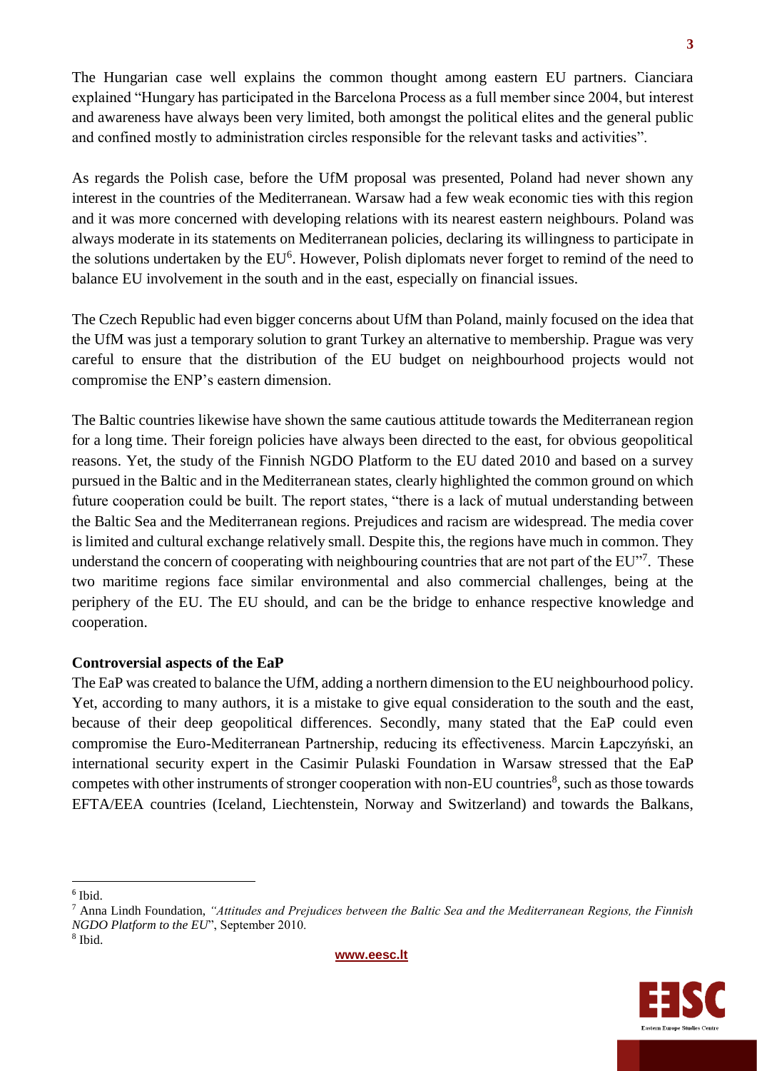The Hungarian case well explains the common thought among eastern EU partners. Cianciara explained "Hungary has participated in the Barcelona Process as a full member since 2004, but interest and awareness have always been very limited, both amongst the political elites and the general public and confined mostly to administration circles responsible for the relevant tasks and activities".

As regards the Polish case, before the UfM proposal was presented, Poland had never shown any interest in the countries of the Mediterranean. Warsaw had a few weak economic ties with this region and it was more concerned with developing relations with its nearest eastern neighbours. Poland was always moderate in its statements on Mediterranean policies, declaring its willingness to participate in the solutions undertaken by the EU[6]. However, Polish diplomats never forget to remind of the need to balance EU involvement in the south and in the east, especially on financial issues.

The Czech Republic had even bigger concerns about UfM than Poland, mainly focused on the idea that the UfM was just a temporary solution to grant Turkey an alternative to membership. Prague was very careful to ensure that the distribution of the EU budget on neighbourhood projects would not compromise the ENP's eastern dimension.

The Baltic countries likewise have shown the same cautious attitude towards the Mediterranean region for a long time. Their foreign policies have always been directed to the east, for obvious geopolitical reasons. Yet, the study of the Finnish NGDO Platform to the EU dated 2010 and based on a survey pursued in the Baltic and in the Mediterranean states, clearly highlighted the common ground on which future cooperation could be built. The report states, "there is a lack of mutual understanding between the Baltic Sea and the Mediterranean regions. Prejudices and racism are widespread. The media cover is limited and cultural exchange relatively small. Despite this, the regions have much in common. They understand the concern of cooperating with neighbouring countries that are not part of the EU"[7]. These two maritime regions face similar environmental and also commercial challenges, being at the periphery of the EU. The EU should, and can be the bridge to enhance respective knowledge and cooperation.

**Controversial aspects of the EaP**

The EaP was created to balance the UfM, adding a northern dimension to the EU neighbourhood policy. Yet, according to many authors, it is a mistake to give equal consideration to the south and the east, because of their deep geopolitical differences. Secondly, many stated that the EaP could even compromise the Euro-Mediterranean Partnership, reducing its effectiveness. Marcin Łapczyński, an international security expert in the Casimir Pulaski Foundation in Warsaw stressed that the EaP competes with other instruments of stronger cooperation with non-EU countries[8], such as those towards EFTA/EEA countries (Iceland, Liechtenstein, Norway and Switzerland) and towards the Balkans,

---

[6] Ibid.

[7] Anna Lindh Foundation, *"Attitudes and Prejudices between the Baltic Sea and the Mediterranean Regions, the Finnish NGDO Platform to the EU*", September 2010.

[8] Ibid.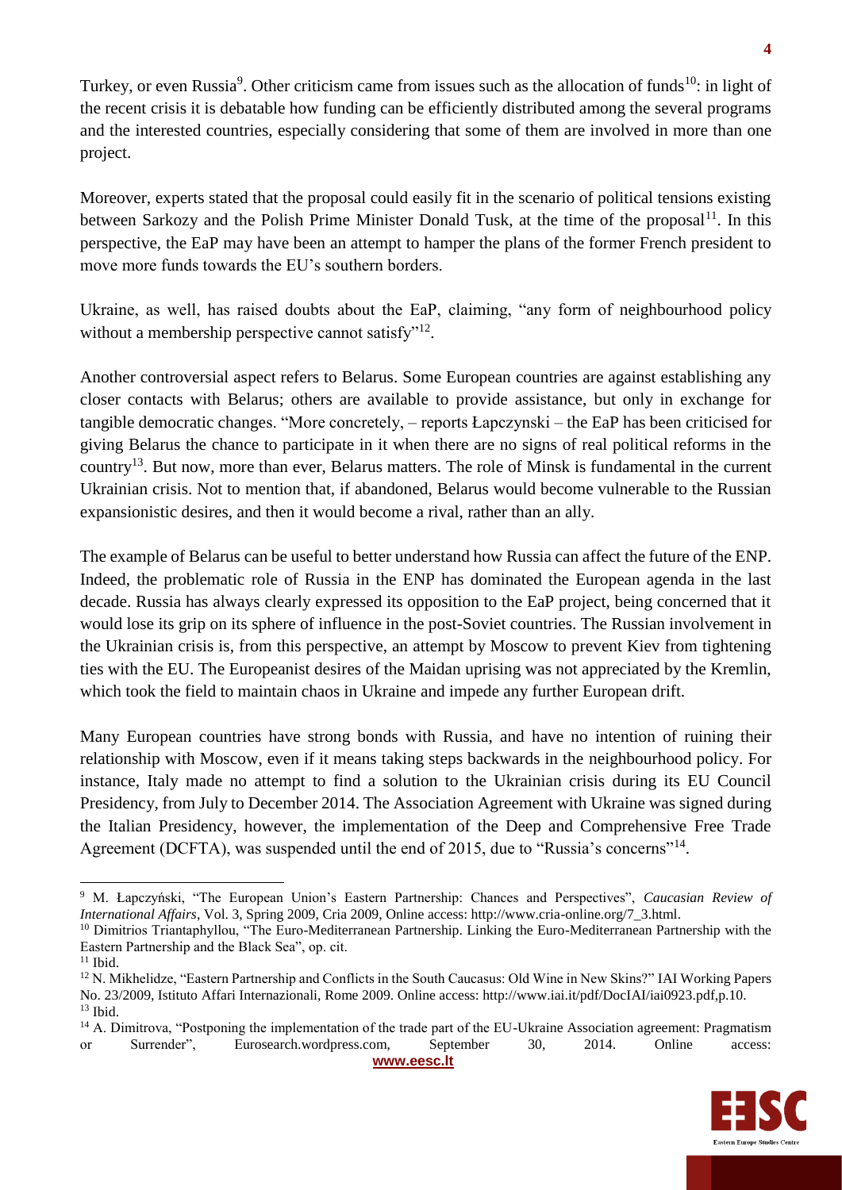Turkey, or even Russia[9]. Other criticism came from issues such as the allocation of funds[10]: in light of the recent crisis it is debatable how funding can be efficiently distributed among the several programs and the interested countries, especially considering that some of them are involved in more than one project.

Moreover, experts stated that the proposal could easily fit in the scenario of political tensions existing between Sarkozy and the Polish Prime Minister Donald Tusk, at the time of the proposal[11]. In this perspective, the EaP may have been an attempt to hamper the plans of the former French president to move more funds towards the EU's southern borders.

Ukraine, as well, has raised doubts about the EaP, claiming, "any form of neighbourhood policy without a membership perspective cannot satisfy"[12].

Another controversial aspect refers to Belarus. Some European countries are against establishing any closer contacts with Belarus; others are available to provide assistance, but only in exchange for tangible democratic changes. "More concretely, – reports Łapczynski – the EaP has been criticised for giving Belarus the chance to participate in it when there are no signs of real political reforms in the country[13]. But now, more than ever, Belarus matters. The role of Minsk is fundamental in the current Ukrainian crisis. Not to mention that, if abandoned, Belarus would become vulnerable to the Russian expansionistic desires, and then it would become a rival, rather than an ally.

The example of Belarus can be useful to better understand how Russia can affect the future of the ENP. Indeed, the problematic role of Russia in the ENP has dominated the European agenda in the last decade. Russia has always clearly expressed its opposition to the EaP project, being concerned that it would lose its grip on its sphere of influence in the post-Soviet countries. The Russian involvement in the Ukrainian crisis is, from this perspective, an attempt by Moscow to prevent Kiev from tightening ties with the EU. The Europeanist desires of the Maidan uprising was not appreciated by the Kremlin, which took the field to maintain chaos in Ukraine and impede any further European drift.

Many European countries have strong bonds with Russia, and have no intention of ruining their relationship with Moscow, even if it means taking steps backwards in the neighbourhood policy. For instance, Italy made no attempt to find a solution to the Ukrainian crisis during its EU Council Presidency, from July to December 2014. The Association Agreement with Ukraine was signed during the Italian Presidency, however, the implementation of the Deep and Comprehensive Free Trade Agreement (DCFTA), was suspended until the end of 2015, due to "Russia's concerns"[14].

---

[9] M. Łapczyński, "The European Union's Eastern Partnership: Chances and Perspectives", *Caucasian Review of International Affairs*, Vol. 3, Spring 2009, Cria 2009, Online access: http://www.cria-online.org/7_3.html.

[10] Dimitrios Triantaphyllou, "The Euro-Mediterranean Partnership. Linking the Euro-Mediterranean Partnership with the Eastern Partnership and the Black Sea", op. cit.

[11] Ibid.

[12] N. Mikhelidze, "Eastern Partnership and Conflicts in the South Caucasus: Old Wine in New Skins?" IAI Working Papers No. 23/2009, Istituto Affari Internazionali, Rome 2009. Online access: http://www.iai.it/pdf/DocIAI/iai0923.pdf,p.10.

[13] Ibid.

[14] A. Dimitrova, "Postponing the implementation of the trade part of the EU-Ukraine Association agreement: Pragmatism or Surrender", Eurosearch.wordpress.com, September 30, 2014. Online access: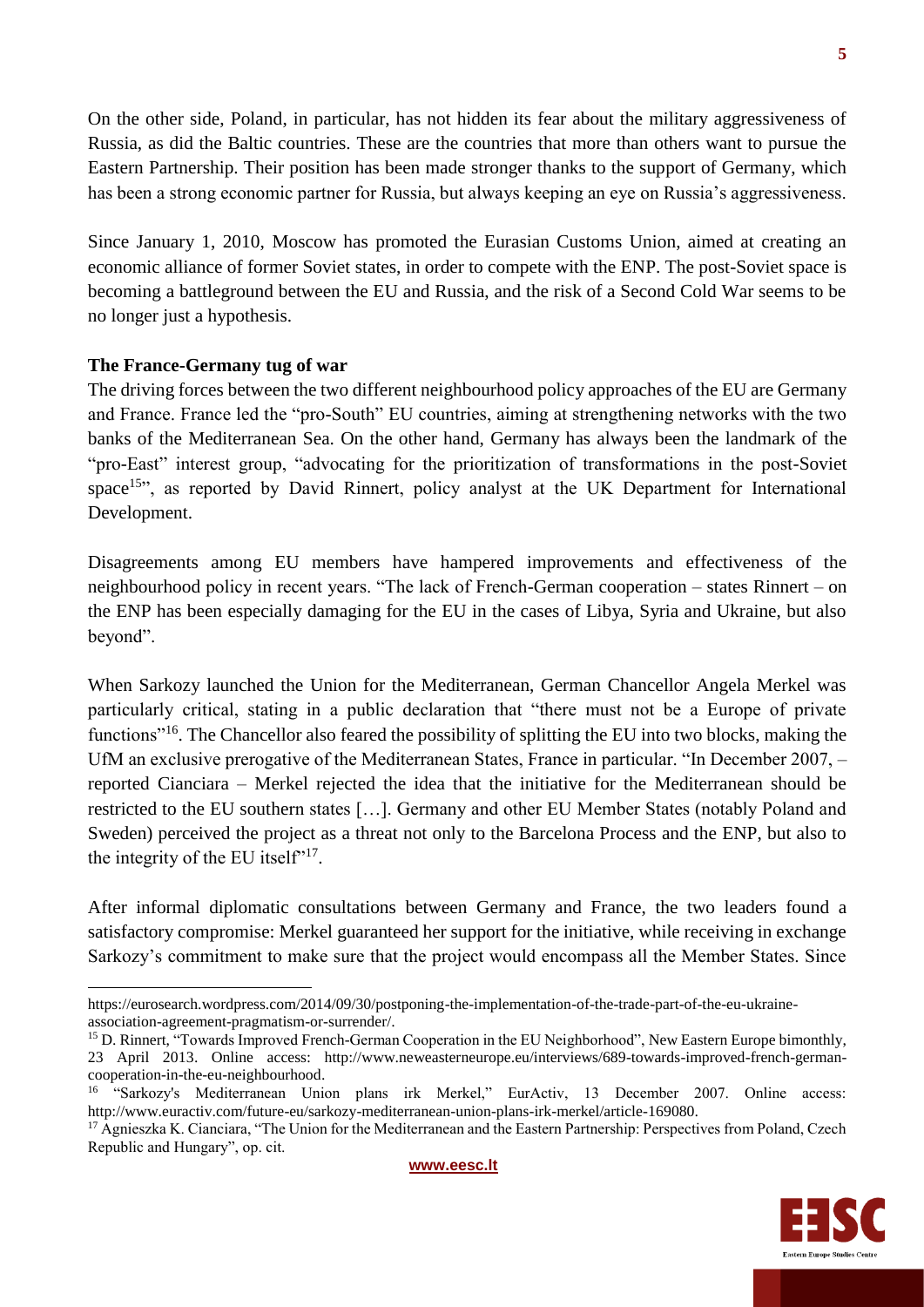On the other side, Poland, in particular, has not hidden its fear about the military aggressiveness of Russia, as did the Baltic countries. These are the countries that more than others want to pursue the Eastern Partnership. Their position has been made stronger thanks to the support of Germany, which has been a strong economic partner for Russia, but always keeping an eye on Russia's aggressiveness.

Since January 1, 2010, Moscow has promoted the Eurasian Customs Union, aimed at creating an economic alliance of former Soviet states, in order to compete with the ENP. The post-Soviet space is becoming a battleground between the EU and Russia, and the risk of a Second Cold War seems to be no longer just a hypothesis.

**The France-Germany tug of war**

The driving forces between the two different neighbourhood policy approaches of the EU are Germany and France. France led the "pro-South" EU countries, aiming at strengthening networks with the two banks of the Mediterranean Sea. On the other hand, Germany has always been the landmark of the "pro-East" interest group, "advocating for the prioritization of transformations in the post-Soviet space[15]", as reported by David Rinnert, policy analyst at the UK Department for International Development.

Disagreements among EU members have hampered improvements and effectiveness of the neighbourhood policy in recent years. "The lack of French-German cooperation – states Rinnert – on the ENP has been especially damaging for the EU in the cases of Libya, Syria and Ukraine, but also beyond".

When Sarkozy launched the Union for the Mediterranean, German Chancellor Angela Merkel was particularly critical, stating in a public declaration that "there must not be a Europe of private functions"[16]. The Chancellor also feared the possibility of splitting the EU into two blocks, making the UfM an exclusive prerogative of the Mediterranean States, France in particular. "In December 2007, – reported Cianciara – Merkel rejected the idea that the initiative for the Mediterranean should be restricted to the EU southern states […]. Germany and other EU Member States (notably Poland and Sweden) perceived the project as a threat not only to the Barcelona Process and the ENP, but also to the integrity of the EU itself"[17].

After informal diplomatic consultations between Germany and France, the two leaders found a satisfactory compromise: Merkel guaranteed her support for the initiative, while receiving in exchange Sarkozy's commitment to make sure that the project would encompass all the Member States. Since

---

https://eurosearch.wordpress.com/2014/09/30/postponing-the-implementation-of-the-trade-part-of-the-eu-ukraine-association-agreement-pragmatism-or-surrender/.

[15] D. Rinnert, "Towards Improved French-German Cooperation in the EU Neighborhood", New Eastern Europe bimonthly, 23 April 2013. Online access: http://www.neweasterneurope.eu/interviews/689-towards-improved-french-german-cooperation-in-the-eu-neighbourhood.

[16] "Sarkozy's Mediterranean Union plans irk Merkel," EurActiv, 13 December 2007. Online access: http://www.euractiv.com/future-eu/sarkozy-mediterranean-union-plans-irk-merkel/article-169080.

[17] Agnieszka K. Cianciara, "The Union for the Mediterranean and the Eastern Partnership: Perspectives from Poland, Czech Republic and Hungary", op. cit.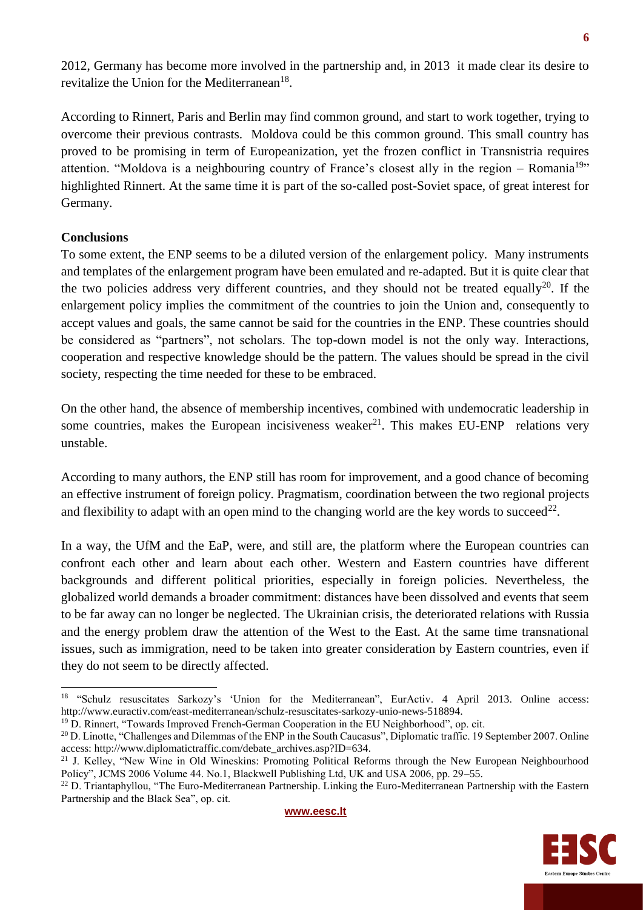2012, Germany has become more involved in the partnership and, in 2013 it made clear its desire to revitalize the Union for the Mediterranean[18].

According to Rinnert, Paris and Berlin may find common ground, and start to work together, trying to overcome their previous contrasts. Moldova could be this common ground. This small country has proved to be promising in term of Europeanization, yet the frozen conflict in Transnistria requires attention. "Moldova is a neighbouring country of France's closest ally in the region – Romania[19]" highlighted Rinnert. At the same time it is part of the so-called post-Soviet space, of great interest for Germany.

**Conclusions**

To some extent, the ENP seems to be a diluted version of the enlargement policy. Many instruments and templates of the enlargement program have been emulated and re-adapted. But it is quite clear that the two policies address very different countries, and they should not be treated equally[20]. If the enlargement policy implies the commitment of the countries to join the Union and, consequently to accept values and goals, the same cannot be said for the countries in the ENP. These countries should be considered as "partners", not scholars. The top-down model is not the only way. Interactions, cooperation and respective knowledge should be the pattern. The values should be spread in the civil society, respecting the time needed for these to be embraced.

On the other hand, the absence of membership incentives, combined with undemocratic leadership in some countries, makes the European incisiveness weaker[21]. This makes EU-ENP relations very unstable.

According to many authors, the ENP still has room for improvement, and a good chance of becoming an effective instrument of foreign policy. Pragmatism, coordination between the two regional projects and flexibility to adapt with an open mind to the changing world are the key words to succeed[22].

In a way, the UfM and the EaP, were, and still are, the platform where the European countries can confront each other and learn about each other. Western and Eastern countries have different backgrounds and different political priorities, especially in foreign policies. Nevertheless, the globalized world demands a broader commitment: distances have been dissolved and events that seem to be far away can no longer be neglected. The Ukrainian crisis, the deteriorated relations with Russia and the energy problem draw the attention of the West to the East. At the same time transnational issues, such as immigration, need to be taken into greater consideration by Eastern countries, even if they do not seem to be directly affected.

---

[18] "Schulz resuscitates Sarkozy's 'Union for the Mediterranean", EurActiv. 4 April 2013. Online access: http://www.euractiv.com/east-mediterranean/schulz-resuscitates-sarkozy-unio-news-518894.

[19] D. Rinnert, "Towards Improved French-German Cooperation in the EU Neighborhood", op. cit.

[20] D. Linotte, "Challenges and Dilemmas of the ENP in the South Caucasus", Diplomatic traffic. 19 September 2007. Online access: http://www.diplomatictraffic.com/debate_archives.asp?ID=634.

[21] J. Kelley, "New Wine in Old Wineskins: Promoting Political Reforms through the New European Neighbourhood Policy", JCMS 2006 Volume 44. No.1, Blackwell Publishing Ltd, UK and USA 2006, pp. 29–55.

[22] D. Triantaphyllou, "The Euro-Mediterranean Partnership. Linking the Euro-Mediterranean Partnership with the Eastern Partnership and the Black Sea", op. cit.